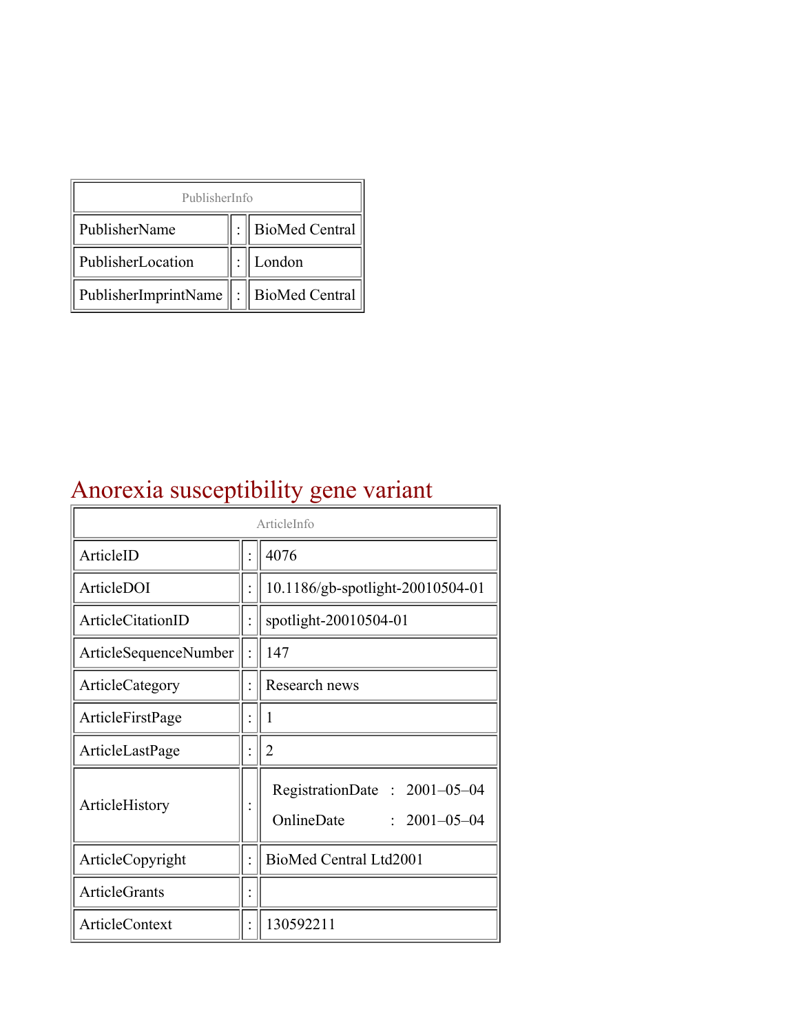| PublisherInfo | | |
|---|---|---|
| PublisherName | : | BioMed Central |
| PublisherLocation | : | London |
| PublisherImprintName | : | BioMed Central |

# Anorexia susceptibility gene variant

| ArticleInfo | | |
|---|---|---|
| ArticleID | : | 4076 |
| ArticleDOI | : | 10.1186/gb-spotlight-20010504-01 |
| ArticleCitationID | : | spotlight-20010504-01 |
| ArticleSequenceNumber | : | 147 |
| ArticleCategory | : | Research news |
| ArticleFirstPage | : | 1 |
| ArticleLastPage | : | 2 |
| ArticleHistory | : | RegistrationDate : 2001–05–04<br>OnlineDate : 2001–05–04 |
| ArticleCopyright | : | BioMed Central Ltd2001 |
| ArticleGrants | : | |
| ArticleContext | : | 130592211 |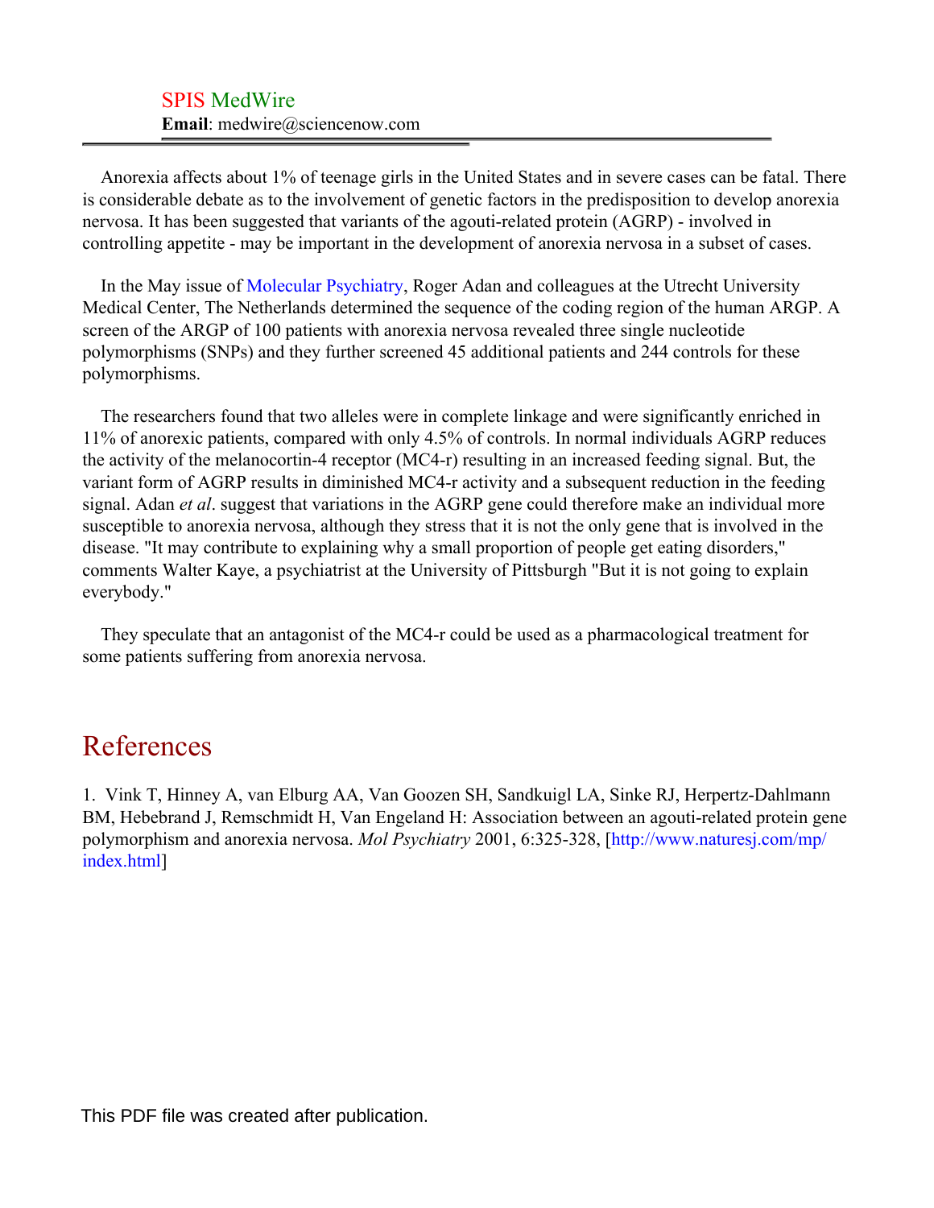SPIS MedWire
**Email**: medwire@sciencenow.com

Anorexia affects about 1% of teenage girls in the United States and in severe cases can be fatal. There is considerable debate as to the involvement of genetic factors in the predisposition to develop anorexia nervosa. It has been suggested that variants of the agouti-related protein (AGRP) - involved in controlling appetite - may be important in the development of anorexia nervosa in a subset of cases.

In the May issue of Molecular Psychiatry, Roger Adan and colleagues at the Utrecht University Medical Center, The Netherlands determined the sequence of the coding region of the human ARGP. A screen of the ARGP of 100 patients with anorexia nervosa revealed three single nucleotide polymorphisms (SNPs) and they further screened 45 additional patients and 244 controls for these polymorphisms.

The researchers found that two alleles were in complete linkage and were significantly enriched in 11% of anorexic patients, compared with only 4.5% of controls. In normal individuals AGRP reduces the activity of the melanocortin-4 receptor (MC4-r) resulting in an increased feeding signal. But, the variant form of AGRP results in diminished MC4-r activity and a subsequent reduction in the feeding signal. Adan *et al*. suggest that variations in the AGRP gene could therefore make an individual more susceptible to anorexia nervosa, although they stress that it is not the only gene that is involved in the disease. "It may contribute to explaining why a small proportion of people get eating disorders," comments Walter Kaye, a psychiatrist at the University of Pittsburgh "But it is not going to explain everybody."

They speculate that an antagonist of the MC4-r could be used as a pharmacological treatment for some patients suffering from anorexia nervosa.

## References

1. Vink T, Hinney A, van Elburg AA, Van Goozen SH, Sandkuigl LA, Sinke RJ, Herpertz-Dahlmann BM, Hebebrand J, Remschmidt H, Van Engeland H: Association between an agouti-related protein gene polymorphism and anorexia nervosa. *Mol Psychiatry* 2001, 6:325-328, [http://www.naturesj.com/mp/index.html]

This PDF file was created after publication.